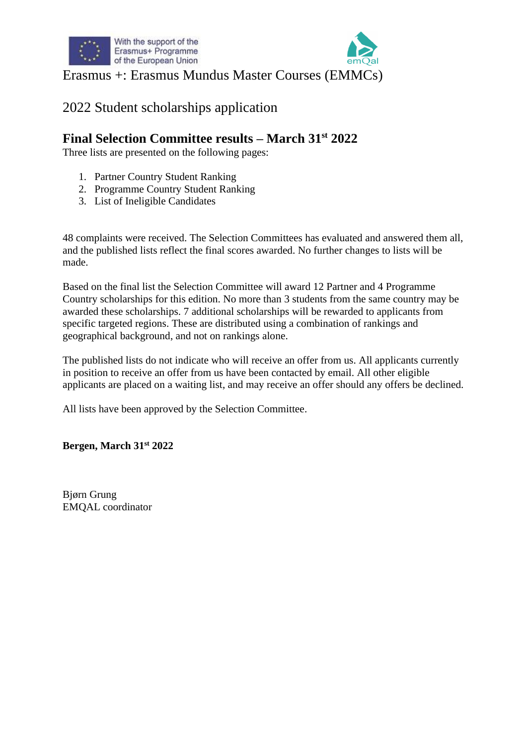With the support of the Erasmus+ Programme of the European Union

emQal

# Erasmus +: Erasmus Mundus Master Courses (EMMCs)

## 2022 Student scholarships application

### Final Selection Committee results – March 31st 2022

Three lists are presented on the following pages:

1. Partner Country Student Ranking
2. Programme Country Student Ranking
3. List of Ineligible Candidates

48 complaints were received. The Selection Committees has evaluated and answered them all, and the published lists reflect the final scores awarded. No further changes to lists will be made.

Based on the final list the Selection Committee will award 12 Partner and 4 Programme Country scholarships for this edition. No more than 3 students from the same country may be awarded these scholarships. 7 additional scholarships will be rewarded to applicants from specific targeted regions. These are distributed using a combination of rankings and geographical background, and not on rankings alone.

The published lists do not indicate who will receive an offer from us. All applicants currently in position to receive an offer from us have been contacted by email. All other eligible applicants are placed on a waiting list, and may receive an offer should any offers be declined.

All lists have been approved by the Selection Committee.

**Bergen, March 31st 2022**

Bjørn Grung
EMQAL coordinator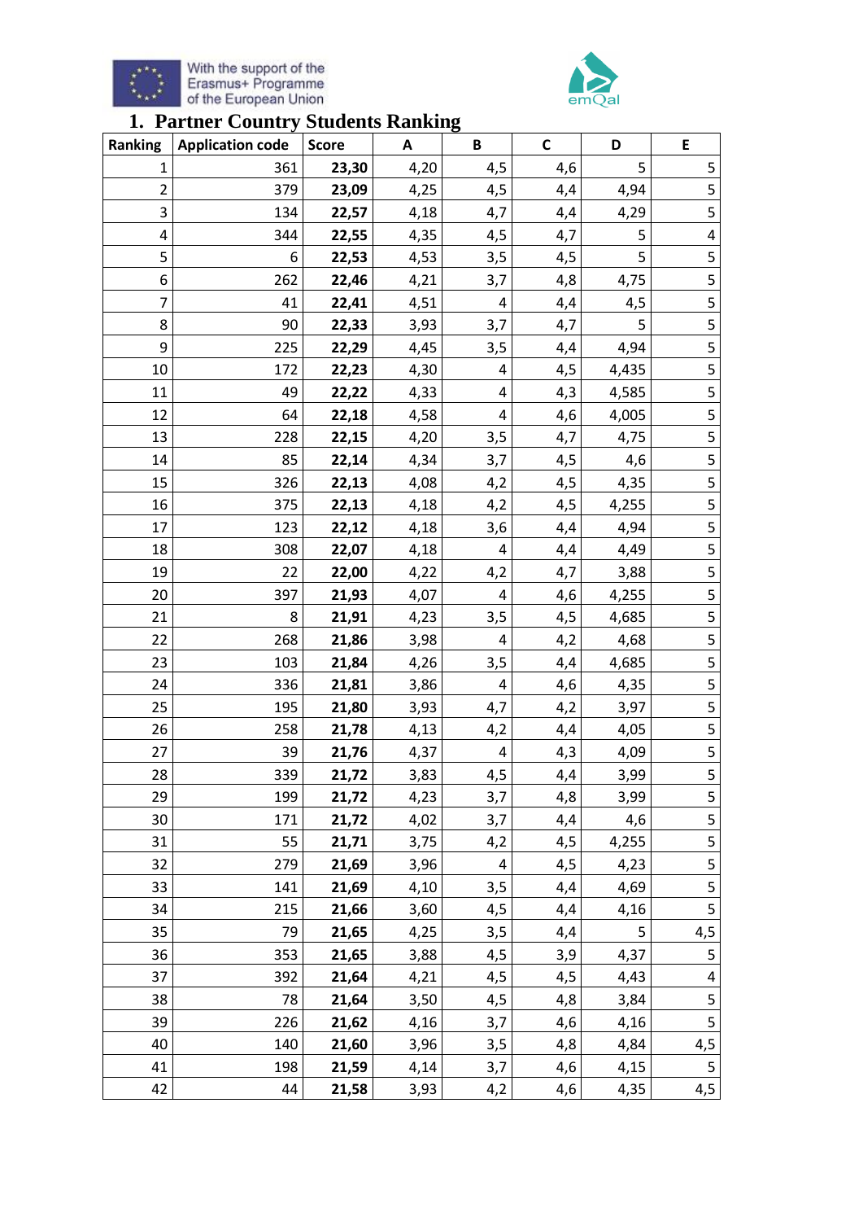With the support of the Erasmus+ Programme of the European Union

emQal

# 1. Partner Country Students Ranking

| Ranking | Application code | Score | A | B | C | D | E |
|---|---|---|---|---|---|---|---|
| 1 | 361 | **23,30** | 4,20 | 4,5 | 4,6 | 5 | 5 |
| 2 | 379 | **23,09** | 4,25 | 4,5 | 4,4 | 4,94 | 5 |
| 3 | 134 | **22,57** | 4,18 | 4,7 | 4,4 | 4,29 | 5 |
| 4 | 344 | **22,55** | 4,35 | 4,5 | 4,7 | 5 | 4 |
| 5 | 6 | **22,53** | 4,53 | 3,5 | 4,5 | 5 | 5 |
| 6 | 262 | **22,46** | 4,21 | 3,7 | 4,8 | 4,75 | 5 |
| 7 | 41 | **22,41** | 4,51 | 4 | 4,4 | 4,5 | 5 |
| 8 | 90 | **22,33** | 3,93 | 3,7 | 4,7 | 5 | 5 |
| 9 | 225 | **22,29** | 4,45 | 3,5 | 4,4 | 4,94 | 5 |
| 10 | 172 | **22,23** | 4,30 | 4 | 4,5 | 4,435 | 5 |
| 11 | 49 | **22,22** | 4,33 | 4 | 4,3 | 4,585 | 5 |
| 12 | 64 | **22,18** | 4,58 | 4 | 4,6 | 4,005 | 5 |
| 13 | 228 | **22,15** | 4,20 | 3,5 | 4,7 | 4,75 | 5 |
| 14 | 85 | **22,14** | 4,34 | 3,7 | 4,5 | 4,6 | 5 |
| 15 | 326 | **22,13** | 4,08 | 4,2 | 4,5 | 4,35 | 5 |
| 16 | 375 | **22,13** | 4,18 | 4,2 | 4,5 | 4,255 | 5 |
| 17 | 123 | **22,12** | 4,18 | 3,6 | 4,4 | 4,94 | 5 |
| 18 | 308 | **22,07** | 4,18 | 4 | 4,4 | 4,49 | 5 |
| 19 | 22 | **22,00** | 4,22 | 4,2 | 4,7 | 3,88 | 5 |
| 20 | 397 | **21,93** | 4,07 | 4 | 4,6 | 4,255 | 5 |
| 21 | 8 | **21,91** | 4,23 | 3,5 | 4,5 | 4,685 | 5 |
| 22 | 268 | **21,86** | 3,98 | 4 | 4,2 | 4,68 | 5 |
| 23 | 103 | **21,84** | 4,26 | 3,5 | 4,4 | 4,685 | 5 |
| 24 | 336 | **21,81** | 3,86 | 4 | 4,6 | 4,35 | 5 |
| 25 | 195 | **21,80** | 3,93 | 4,7 | 4,2 | 3,97 | 5 |
| 26 | 258 | **21,78** | 4,13 | 4,2 | 4,4 | 4,05 | 5 |
| 27 | 39 | **21,76** | 4,37 | 4 | 4,3 | 4,09 | 5 |
| 28 | 339 | **21,72** | 3,83 | 4,5 | 4,4 | 3,99 | 5 |
| 29 | 199 | **21,72** | 4,23 | 3,7 | 4,8 | 3,99 | 5 |
| 30 | 171 | **21,72** | 4,02 | 3,7 | 4,4 | 4,6 | 5 |
| 31 | 55 | **21,71** | 3,75 | 4,2 | 4,5 | 4,255 | 5 |
| 32 | 279 | **21,69** | 3,96 | 4 | 4,5 | 4,23 | 5 |
| 33 | 141 | **21,69** | 4,10 | 3,5 | 4,4 | 4,69 | 5 |
| 34 | 215 | **21,66** | 3,60 | 4,5 | 4,4 | 4,16 | 5 |
| 35 | 79 | **21,65** | 4,25 | 3,5 | 4,4 | 5 | 4,5 |
| 36 | 353 | **21,65** | 3,88 | 4,5 | 3,9 | 4,37 | 5 |
| 37 | 392 | **21,64** | 4,21 | 4,5 | 4,5 | 4,43 | 4 |
| 38 | 78 | **21,64** | 3,50 | 4,5 | 4,8 | 3,84 | 5 |
| 39 | 226 | **21,62** | 4,16 | 3,7 | 4,6 | 4,16 | 5 |
| 40 | 140 | **21,60** | 3,96 | 3,5 | 4,8 | 4,84 | 4,5 |
| 41 | 198 | **21,59** | 4,14 | 3,7 | 4,6 | 4,15 | 5 |
| 42 | 44 | **21,58** | 3,93 | 4,2 | 4,6 | 4,35 | 4,5 |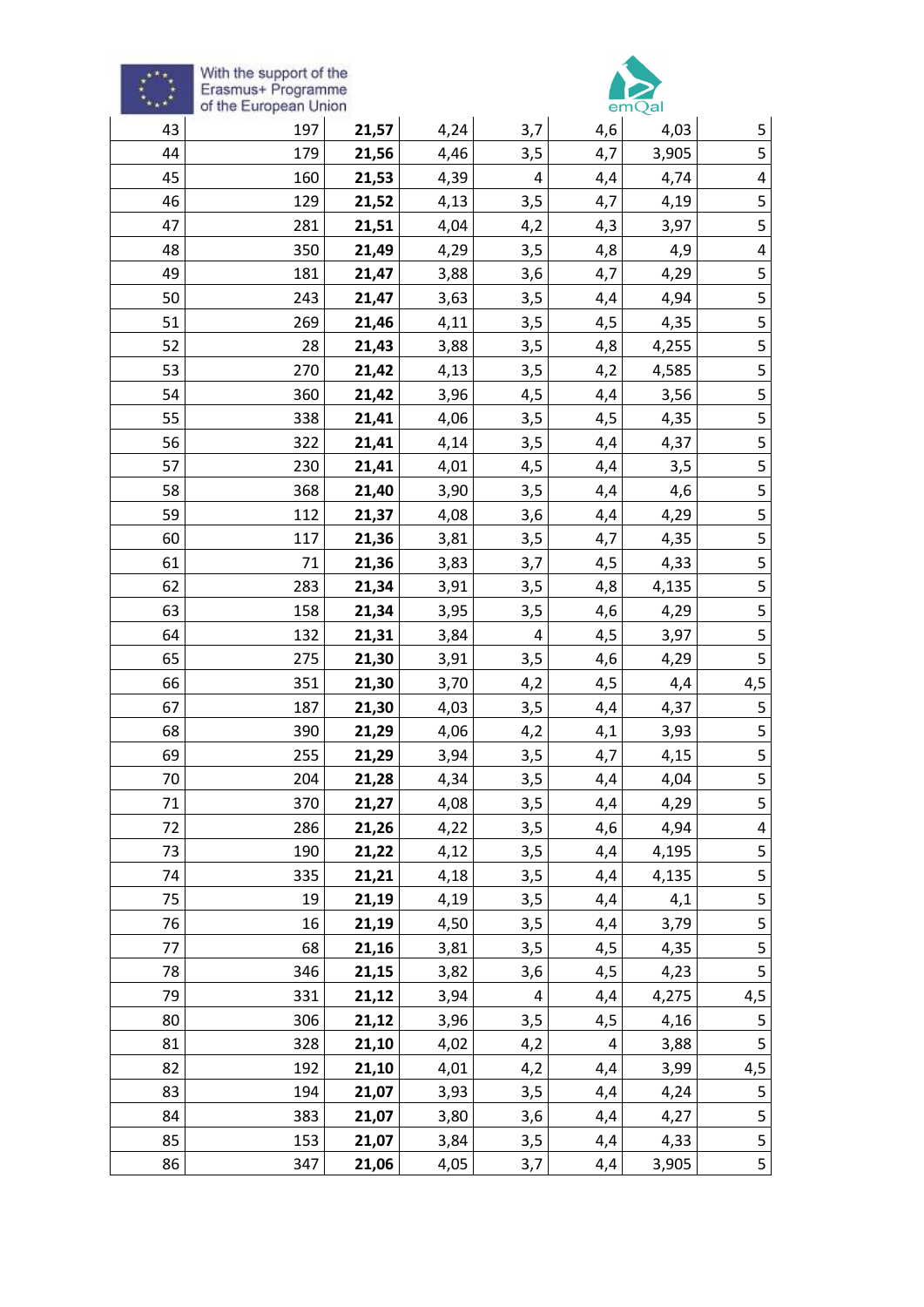| | | | | | | | |
|---|---|---|---|---|---|---|---|
| 43 | 197 | **21,57** | 4,24 | 3,7 | 4,6 | 4,03 | 5 |
| 44 | 179 | **21,56** | 4,46 | 3,5 | 4,7 | 3,905 | 5 |
| 45 | 160 | **21,53** | 4,39 | 4 | 4,4 | 4,74 | 4 |
| 46 | 129 | **21,52** | 4,13 | 3,5 | 4,7 | 4,19 | 5 |
| 47 | 281 | **21,51** | 4,04 | 4,2 | 4,3 | 3,97 | 5 |
| 48 | 350 | **21,49** | 4,29 | 3,5 | 4,8 | 4,9 | 4 |
| 49 | 181 | **21,47** | 3,88 | 3,6 | 4,7 | 4,29 | 5 |
| 50 | 243 | **21,47** | 3,63 | 3,5 | 4,4 | 4,94 | 5 |
| 51 | 269 | **21,46** | 4,11 | 3,5 | 4,5 | 4,35 | 5 |
| 52 | 28 | **21,43** | 3,88 | 3,5 | 4,8 | 4,255 | 5 |
| 53 | 270 | **21,42** | 4,13 | 3,5 | 4,2 | 4,585 | 5 |
| 54 | 360 | **21,42** | 3,96 | 4,5 | 4,4 | 3,56 | 5 |
| 55 | 338 | **21,41** | 4,06 | 3,5 | 4,5 | 4,35 | 5 |
| 56 | 322 | **21,41** | 4,14 | 3,5 | 4,4 | 4,37 | 5 |
| 57 | 230 | **21,41** | 4,01 | 4,5 | 4,4 | 3,5 | 5 |
| 58 | 368 | **21,40** | 3,90 | 3,5 | 4,4 | 4,6 | 5 |
| 59 | 112 | **21,37** | 4,08 | 3,6 | 4,4 | 4,29 | 5 |
| 60 | 117 | **21,36** | 3,81 | 3,5 | 4,7 | 4,35 | 5 |
| 61 | 71 | **21,36** | 3,83 | 3,7 | 4,5 | 4,33 | 5 |
| 62 | 283 | **21,34** | 3,91 | 3,5 | 4,8 | 4,135 | 5 |
| 63 | 158 | **21,34** | 3,95 | 3,5 | 4,6 | 4,29 | 5 |
| 64 | 132 | **21,31** | 3,84 | 4 | 4,5 | 3,97 | 5 |
| 65 | 275 | **21,30** | 3,91 | 3,5 | 4,6 | 4,29 | 5 |
| 66 | 351 | **21,30** | 3,70 | 4,2 | 4,5 | 4,4 | 4,5 |
| 67 | 187 | **21,30** | 4,03 | 3,5 | 4,4 | 4,37 | 5 |
| 68 | 390 | **21,29** | 4,06 | 4,2 | 4,1 | 3,93 | 5 |
| 69 | 255 | **21,29** | 3,94 | 3,5 | 4,7 | 4,15 | 5 |
| 70 | 204 | **21,28** | 4,34 | 3,5 | 4,4 | 4,04 | 5 |
| 71 | 370 | **21,27** | 4,08 | 3,5 | 4,4 | 4,29 | 5 |
| 72 | 286 | **21,26** | 4,22 | 3,5 | 4,6 | 4,94 | 4 |
| 73 | 190 | **21,22** | 4,12 | 3,5 | 4,4 | 4,195 | 5 |
| 74 | 335 | **21,21** | 4,18 | 3,5 | 4,4 | 4,135 | 5 |
| 75 | 19 | **21,19** | 4,19 | 3,5 | 4,4 | 4,1 | 5 |
| 76 | 16 | **21,19** | 4,50 | 3,5 | 4,4 | 3,79 | 5 |
| 77 | 68 | **21,16** | 3,81 | 3,5 | 4,5 | 4,35 | 5 |
| 78 | 346 | **21,15** | 3,82 | 3,6 | 4,5 | 4,23 | 5 |
| 79 | 331 | **21,12** | 3,94 | 4 | 4,4 | 4,275 | 4,5 |
| 80 | 306 | **21,12** | 3,96 | 3,5 | 4,5 | 4,16 | 5 |
| 81 | 328 | **21,10** | 4,02 | 4,2 | 4 | 3,88 | 5 |
| 82 | 192 | **21,10** | 4,01 | 4,2 | 4,4 | 3,99 | 4,5 |
| 83 | 194 | **21,07** | 3,93 | 3,5 | 4,4 | 4,24 | 5 |
| 84 | 383 | **21,07** | 3,80 | 3,6 | 4,4 | 4,27 | 5 |
| 85 | 153 | **21,07** | 3,84 | 3,5 | 4,4 | 4,33 | 5 |
| 86 | 347 | **21,06** | 4,05 | 3,7 | 4,4 | 3,905 | 5 |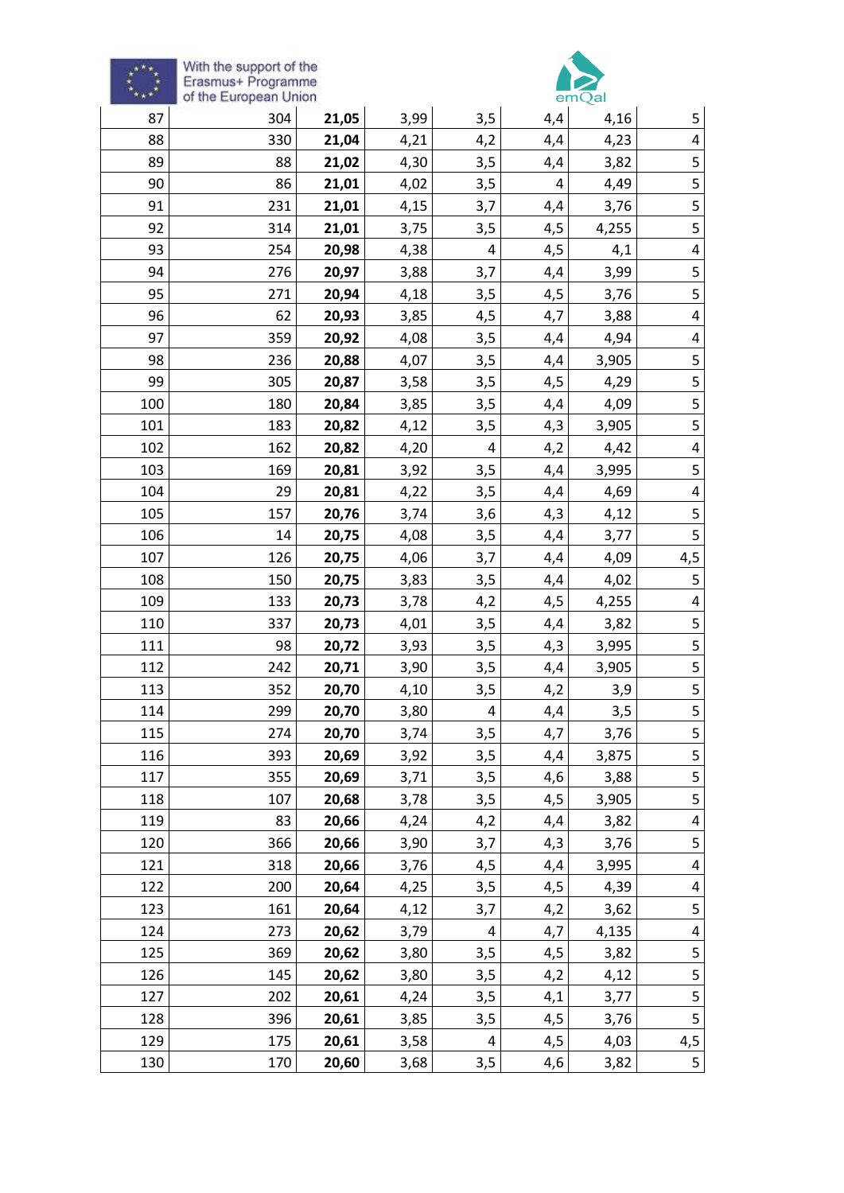| | | | | | | | |
|---|---|---|---|---|---|---|---|
| 87 | 304 | **21,05** | 3,99 | 3,5 | 4,4 | 4,16 | 5 |
| 88 | 330 | **21,04** | 4,21 | 4,2 | 4,4 | 4,23 | 4 |
| 89 | 88 | **21,02** | 4,30 | 3,5 | 4,4 | 3,82 | 5 |
| 90 | 86 | **21,01** | 4,02 | 3,5 | 4 | 4,49 | 5 |
| 91 | 231 | **21,01** | 4,15 | 3,7 | 4,4 | 3,76 | 5 |
| 92 | 314 | **21,01** | 3,75 | 3,5 | 4,5 | 4,255 | 5 |
| 93 | 254 | **20,98** | 4,38 | 4 | 4,5 | 4,1 | 4 |
| 94 | 276 | **20,97** | 3,88 | 3,7 | 4,4 | 3,99 | 5 |
| 95 | 271 | **20,94** | 4,18 | 3,5 | 4,5 | 3,76 | 5 |
| 96 | 62 | **20,93** | 3,85 | 4,5 | 4,7 | 3,88 | 4 |
| 97 | 359 | **20,92** | 4,08 | 3,5 | 4,4 | 4,94 | 4 |
| 98 | 236 | **20,88** | 4,07 | 3,5 | 4,4 | 3,905 | 5 |
| 99 | 305 | **20,87** | 3,58 | 3,5 | 4,5 | 4,29 | 5 |
| 100 | 180 | **20,84** | 3,85 | 3,5 | 4,4 | 4,09 | 5 |
| 101 | 183 | **20,82** | 4,12 | 3,5 | 4,3 | 3,905 | 5 |
| 102 | 162 | **20,82** | 4,20 | 4 | 4,2 | 4,42 | 4 |
| 103 | 169 | **20,81** | 3,92 | 3,5 | 4,4 | 3,995 | 5 |
| 104 | 29 | **20,81** | 4,22 | 3,5 | 4,4 | 4,69 | 4 |
| 105 | 157 | **20,76** | 3,74 | 3,6 | 4,3 | 4,12 | 5 |
| 106 | 14 | **20,75** | 4,08 | 3,5 | 4,4 | 3,77 | 5 |
| 107 | 126 | **20,75** | 4,06 | 3,7 | 4,4 | 4,09 | 4,5 |
| 108 | 150 | **20,75** | 3,83 | 3,5 | 4,4 | 4,02 | 5 |
| 109 | 133 | **20,73** | 3,78 | 4,2 | 4,5 | 4,255 | 4 |
| 110 | 337 | **20,73** | 4,01 | 3,5 | 4,4 | 3,82 | 5 |
| 111 | 98 | **20,72** | 3,93 | 3,5 | 4,3 | 3,995 | 5 |
| 112 | 242 | **20,71** | 3,90 | 3,5 | 4,4 | 3,905 | 5 |
| 113 | 352 | **20,70** | 4,10 | 3,5 | 4,2 | 3,9 | 5 |
| 114 | 299 | **20,70** | 3,80 | 4 | 4,4 | 3,5 | 5 |
| 115 | 274 | **20,70** | 3,74 | 3,5 | 4,7 | 3,76 | 5 |
| 116 | 393 | **20,69** | 3,92 | 3,5 | 4,4 | 3,875 | 5 |
| 117 | 355 | **20,69** | 3,71 | 3,5 | 4,6 | 3,88 | 5 |
| 118 | 107 | **20,68** | 3,78 | 3,5 | 4,5 | 3,905 | 5 |
| 119 | 83 | **20,66** | 4,24 | 4,2 | 4,4 | 3,82 | 4 |
| 120 | 366 | **20,66** | 3,90 | 3,7 | 4,3 | 3,76 | 5 |
| 121 | 318 | **20,66** | 3,76 | 4,5 | 4,4 | 3,995 | 4 |
| 122 | 200 | **20,64** | 4,25 | 3,5 | 4,5 | 4,39 | 4 |
| 123 | 161 | **20,64** | 4,12 | 3,7 | 4,2 | 3,62 | 5 |
| 124 | 273 | **20,62** | 3,79 | 4 | 4,7 | 4,135 | 4 |
| 125 | 369 | **20,62** | 3,80 | 3,5 | 4,5 | 3,82 | 5 |
| 126 | 145 | **20,62** | 3,80 | 3,5 | 4,2 | 4,12 | 5 |
| 127 | 202 | **20,61** | 4,24 | 3,5 | 4,1 | 3,77 | 5 |
| 128 | 396 | **20,61** | 3,85 | 3,5 | 4,5 | 3,76 | 5 |
| 129 | 175 | **20,61** | 3,58 | 4 | 4,5 | 4,03 | 4,5 |
| 130 | 170 | **20,60** | 3,68 | 3,5 | 4,6 | 3,82 | 5 |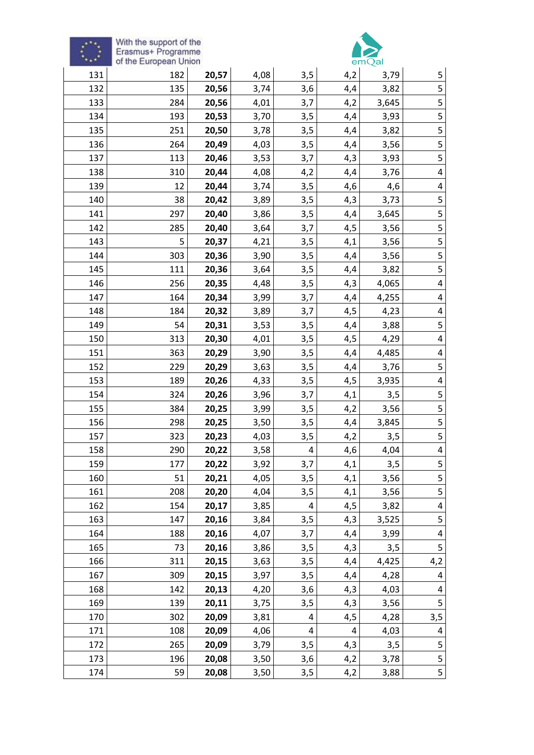| | | | | | | | |
|---|---|---|---|---|---|---|---|
| 131 | 182 | **20,57** | 4,08 | 3,5 | 4,2 | 3,79 | 5 |
| 132 | 135 | **20,56** | 3,74 | 3,6 | 4,4 | 3,82 | 5 |
| 133 | 284 | **20,56** | 4,01 | 3,7 | 4,2 | 3,645 | 5 |
| 134 | 193 | **20,53** | 3,70 | 3,5 | 4,4 | 3,93 | 5 |
| 135 | 251 | **20,50** | 3,78 | 3,5 | 4,4 | 3,82 | 5 |
| 136 | 264 | **20,49** | 4,03 | 3,5 | 4,4 | 3,56 | 5 |
| 137 | 113 | **20,46** | 3,53 | 3,7 | 4,3 | 3,93 | 5 |
| 138 | 310 | **20,44** | 4,08 | 4,2 | 4,4 | 3,76 | 4 |
| 139 | 12 | **20,44** | 3,74 | 3,5 | 4,6 | 4,6 | 4 |
| 140 | 38 | **20,42** | 3,89 | 3,5 | 4,3 | 3,73 | 5 |
| 141 | 297 | **20,40** | 3,86 | 3,5 | 4,4 | 3,645 | 5 |
| 142 | 285 | **20,40** | 3,64 | 3,7 | 4,5 | 3,56 | 5 |
| 143 | 5 | **20,37** | 4,21 | 3,5 | 4,1 | 3,56 | 5 |
| 144 | 303 | **20,36** | 3,90 | 3,5 | 4,4 | 3,56 | 5 |
| 145 | 111 | **20,36** | 3,64 | 3,5 | 4,4 | 3,82 | 5 |
| 146 | 256 | **20,35** | 4,48 | 3,5 | 4,3 | 4,065 | 4 |
| 147 | 164 | **20,34** | 3,99 | 3,7 | 4,4 | 4,255 | 4 |
| 148 | 184 | **20,32** | 3,89 | 3,7 | 4,5 | 4,23 | 4 |
| 149 | 54 | **20,31** | 3,53 | 3,5 | 4,4 | 3,88 | 5 |
| 150 | 313 | **20,30** | 4,01 | 3,5 | 4,5 | 4,29 | 4 |
| 151 | 363 | **20,29** | 3,90 | 3,5 | 4,4 | 4,485 | 4 |
| 152 | 229 | **20,29** | 3,63 | 3,5 | 4,4 | 3,76 | 5 |
| 153 | 189 | **20,26** | 4,33 | 3,5 | 4,5 | 3,935 | 4 |
| 154 | 324 | **20,26** | 3,96 | 3,7 | 4,1 | 3,5 | 5 |
| 155 | 384 | **20,25** | 3,99 | 3,5 | 4,2 | 3,56 | 5 |
| 156 | 298 | **20,25** | 3,50 | 3,5 | 4,4 | 3,845 | 5 |
| 157 | 323 | **20,23** | 4,03 | 3,5 | 4,2 | 3,5 | 5 |
| 158 | 290 | **20,22** | 3,58 | 4 | 4,6 | 4,04 | 4 |
| 159 | 177 | **20,22** | 3,92 | 3,7 | 4,1 | 3,5 | 5 |
| 160 | 51 | **20,21** | 4,05 | 3,5 | 4,1 | 3,56 | 5 |
| 161 | 208 | **20,20** | 4,04 | 3,5 | 4,1 | 3,56 | 5 |
| 162 | 154 | **20,17** | 3,85 | 4 | 4,5 | 3,82 | 4 |
| 163 | 147 | **20,16** | 3,84 | 3,5 | 4,3 | 3,525 | 5 |
| 164 | 188 | **20,16** | 4,07 | 3,7 | 4,4 | 3,99 | 4 |
| 165 | 73 | **20,16** | 3,86 | 3,5 | 4,3 | 3,5 | 5 |
| 166 | 311 | **20,15** | 3,63 | 3,5 | 4,4 | 4,425 | 4,2 |
| 167 | 309 | **20,15** | 3,97 | 3,5 | 4,4 | 4,28 | 4 |
| 168 | 142 | **20,13** | 4,20 | 3,6 | 4,3 | 4,03 | 4 |
| 169 | 139 | **20,11** | 3,75 | 3,5 | 4,3 | 3,56 | 5 |
| 170 | 302 | **20,09** | 3,81 | 4 | 4,5 | 4,28 | 3,5 |
| 171 | 108 | **20,09** | 4,06 | 4 | 4 | 4,03 | 4 |
| 172 | 265 | **20,09** | 3,79 | 3,5 | 4,3 | 3,5 | 5 |
| 173 | 196 | **20,08** | 3,50 | 3,6 | 4,2 | 3,78 | 5 |
| 174 | 59 | **20,08** | 3,50 | 3,5 | 4,2 | 3,88 | 5 |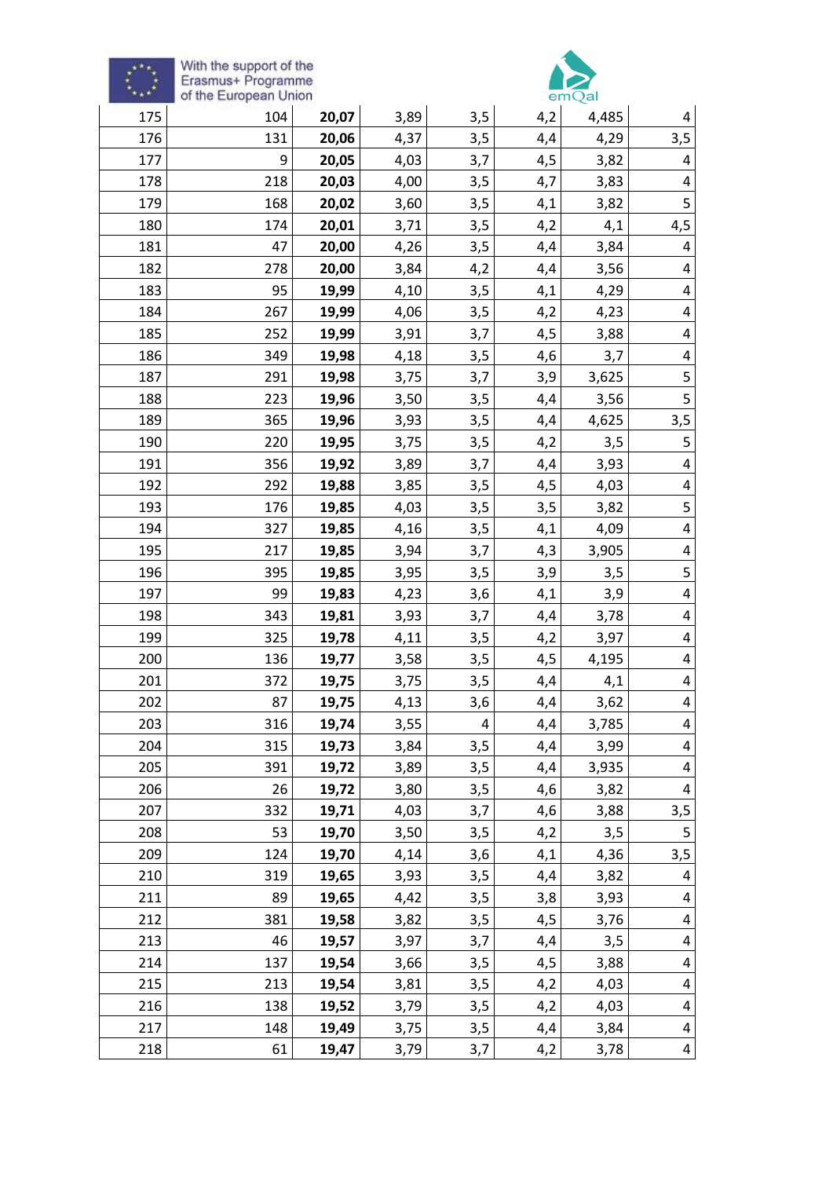| 175 | 104 | **20,07** | 3,89 | 3,5 | 4,2 | 4,485 | 4 |
|---|---|---|---|---|---|---|---|
| 176 | 131 | **20,06** | 4,37 | 3,5 | 4,4 | 4,29 | 3,5 |
| 177 | 9 | **20,05** | 4,03 | 3,7 | 4,5 | 3,82 | 4 |
| 178 | 218 | **20,03** | 4,00 | 3,5 | 4,7 | 3,83 | 4 |
| 179 | 168 | **20,02** | 3,60 | 3,5 | 4,1 | 3,82 | 5 |
| 180 | 174 | **20,01** | 3,71 | 3,5 | 4,2 | 4,1 | 4,5 |
| 181 | 47 | **20,00** | 4,26 | 3,5 | 4,4 | 3,84 | 4 |
| 182 | 278 | **20,00** | 3,84 | 4,2 | 4,4 | 3,56 | 4 |
| 183 | 95 | **19,99** | 4,10 | 3,5 | 4,1 | 4,29 | 4 |
| 184 | 267 | **19,99** | 4,06 | 3,5 | 4,2 | 4,23 | 4 |
| 185 | 252 | **19,99** | 3,91 | 3,7 | 4,5 | 3,88 | 4 |
| 186 | 349 | **19,98** | 4,18 | 3,5 | 4,6 | 3,7 | 4 |
| 187 | 291 | **19,98** | 3,75 | 3,7 | 3,9 | 3,625 | 5 |
| 188 | 223 | **19,96** | 3,50 | 3,5 | 4,4 | 3,56 | 5 |
| 189 | 365 | **19,96** | 3,93 | 3,5 | 4,4 | 4,625 | 3,5 |
| 190 | 220 | **19,95** | 3,75 | 3,5 | 4,2 | 3,5 | 5 |
| 191 | 356 | **19,92** | 3,89 | 3,7 | 4,4 | 3,93 | 4 |
| 192 | 292 | **19,88** | 3,85 | 3,5 | 4,5 | 4,03 | 4 |
| 193 | 176 | **19,85** | 4,03 | 3,5 | 3,5 | 3,82 | 5 |
| 194 | 327 | **19,85** | 4,16 | 3,5 | 4,1 | 4,09 | 4 |
| 195 | 217 | **19,85** | 3,94 | 3,7 | 4,3 | 3,905 | 4 |
| 196 | 395 | **19,85** | 3,95 | 3,5 | 3,9 | 3,5 | 5 |
| 197 | 99 | **19,83** | 4,23 | 3,6 | 4,1 | 3,9 | 4 |
| 198 | 343 | **19,81** | 3,93 | 3,7 | 4,4 | 3,78 | 4 |
| 199 | 325 | **19,78** | 4,11 | 3,5 | 4,2 | 3,97 | 4 |
| 200 | 136 | **19,77** | 3,58 | 3,5 | 4,5 | 4,195 | 4 |
| 201 | 372 | **19,75** | 3,75 | 3,5 | 4,4 | 4,1 | 4 |
| 202 | 87 | **19,75** | 4,13 | 3,6 | 4,4 | 3,62 | 4 |
| 203 | 316 | **19,74** | 3,55 | 4 | 4,4 | 3,785 | 4 |
| 204 | 315 | **19,73** | 3,84 | 3,5 | 4,4 | 3,99 | 4 |
| 205 | 391 | **19,72** | 3,89 | 3,5 | 4,4 | 3,935 | 4 |
| 206 | 26 | **19,72** | 3,80 | 3,5 | 4,6 | 3,82 | 4 |
| 207 | 332 | **19,71** | 4,03 | 3,7 | 4,6 | 3,88 | 3,5 |
| 208 | 53 | **19,70** | 3,50 | 3,5 | 4,2 | 3,5 | 5 |
| 209 | 124 | **19,70** | 4,14 | 3,6 | 4,1 | 4,36 | 3,5 |
| 210 | 319 | **19,65** | 3,93 | 3,5 | 4,4 | 3,82 | 4 |
| 211 | 89 | **19,65** | 4,42 | 3,5 | 3,8 | 3,93 | 4 |
| 212 | 381 | **19,58** | 3,82 | 3,5 | 4,5 | 3,76 | 4 |
| 213 | 46 | **19,57** | 3,97 | 3,7 | 4,4 | 3,5 | 4 |
| 214 | 137 | **19,54** | 3,66 | 3,5 | 4,5 | 3,88 | 4 |
| 215 | 213 | **19,54** | 3,81 | 3,5 | 4,2 | 4,03 | 4 |
| 216 | 138 | **19,52** | 3,79 | 3,5 | 4,2 | 4,03 | 4 |
| 217 | 148 | **19,49** | 3,75 | 3,5 | 4,4 | 3,84 | 4 |
| 218 | 61 | **19,47** | 3,79 | 3,7 | 4,2 | 3,78 | 4 |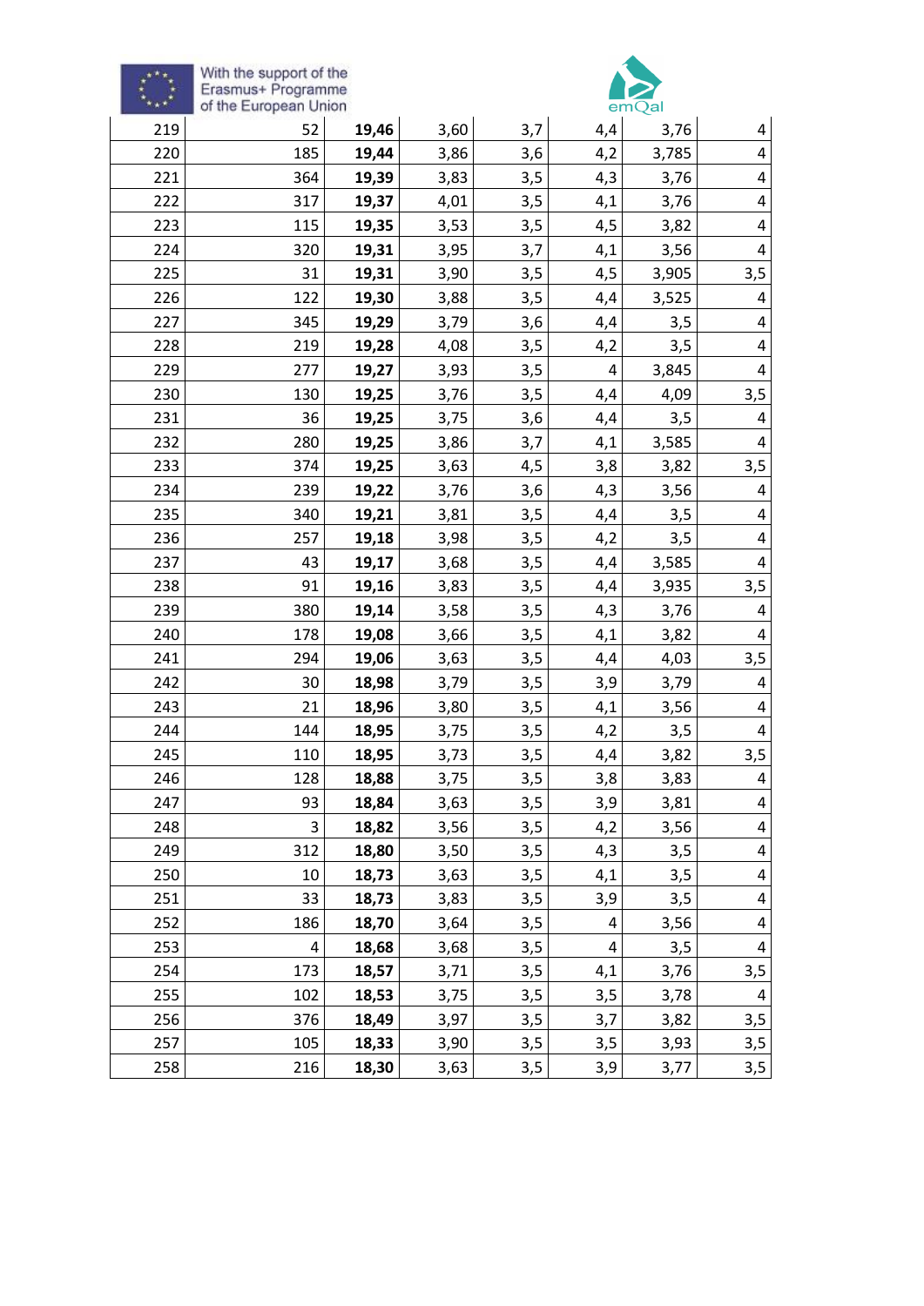| | | | | | | | |
|---|---|---|---|---|---|---|---|
| 219 | 52 | **19,46** | 3,60 | 3,7 | 4,4 | 3,76 | 4 |
| 220 | 185 | **19,44** | 3,86 | 3,6 | 4,2 | 3,785 | 4 |
| 221 | 364 | **19,39** | 3,83 | 3,5 | 4,3 | 3,76 | 4 |
| 222 | 317 | **19,37** | 4,01 | 3,5 | 4,1 | 3,76 | 4 |
| 223 | 115 | **19,35** | 3,53 | 3,5 | 4,5 | 3,82 | 4 |
| 224 | 320 | **19,31** | 3,95 | 3,7 | 4,1 | 3,56 | 4 |
| 225 | 31 | **19,31** | 3,90 | 3,5 | 4,5 | 3,905 | 3,5 |
| 226 | 122 | **19,30** | 3,88 | 3,5 | 4,4 | 3,525 | 4 |
| 227 | 345 | **19,29** | 3,79 | 3,6 | 4,4 | 3,5 | 4 |
| 228 | 219 | **19,28** | 4,08 | 3,5 | 4,2 | 3,5 | 4 |
| 229 | 277 | **19,27** | 3,93 | 3,5 | 4 | 3,845 | 4 |
| 230 | 130 | **19,25** | 3,76 | 3,5 | 4,4 | 4,09 | 3,5 |
| 231 | 36 | **19,25** | 3,75 | 3,6 | 4,4 | 3,5 | 4 |
| 232 | 280 | **19,25** | 3,86 | 3,7 | 4,1 | 3,585 | 4 |
| 233 | 374 | **19,25** | 3,63 | 4,5 | 3,8 | 3,82 | 3,5 |
| 234 | 239 | **19,22** | 3,76 | 3,6 | 4,3 | 3,56 | 4 |
| 235 | 340 | **19,21** | 3,81 | 3,5 | 4,4 | 3,5 | 4 |
| 236 | 257 | **19,18** | 3,98 | 3,5 | 4,2 | 3,5 | 4 |
| 237 | 43 | **19,17** | 3,68 | 3,5 | 4,4 | 3,585 | 4 |
| 238 | 91 | **19,16** | 3,83 | 3,5 | 4,4 | 3,935 | 3,5 |
| 239 | 380 | **19,14** | 3,58 | 3,5 | 4,3 | 3,76 | 4 |
| 240 | 178 | **19,08** | 3,66 | 3,5 | 4,1 | 3,82 | 4 |
| 241 | 294 | **19,06** | 3,63 | 3,5 | 4,4 | 4,03 | 3,5 |
| 242 | 30 | **18,98** | 3,79 | 3,5 | 3,9 | 3,79 | 4 |
| 243 | 21 | **18,96** | 3,80 | 3,5 | 4,1 | 3,56 | 4 |
| 244 | 144 | **18,95** | 3,75 | 3,5 | 4,2 | 3,5 | 4 |
| 245 | 110 | **18,95** | 3,73 | 3,5 | 4,4 | 3,82 | 3,5 |
| 246 | 128 | **18,88** | 3,75 | 3,5 | 3,8 | 3,83 | 4 |
| 247 | 93 | **18,84** | 3,63 | 3,5 | 3,9 | 3,81 | 4 |
| 248 | 3 | **18,82** | 3,56 | 3,5 | 4,2 | 3,56 | 4 |
| 249 | 312 | **18,80** | 3,50 | 3,5 | 4,3 | 3,5 | 4 |
| 250 | 10 | **18,73** | 3,63 | 3,5 | 4,1 | 3,5 | 4 |
| 251 | 33 | **18,73** | 3,83 | 3,5 | 3,9 | 3,5 | 4 |
| 252 | 186 | **18,70** | 3,64 | 3,5 | 4 | 3,56 | 4 |
| 253 | 4 | **18,68** | 3,68 | 3,5 | 4 | 3,5 | 4 |
| 254 | 173 | **18,57** | 3,71 | 3,5 | 4,1 | 3,76 | 3,5 |
| 255 | 102 | **18,53** | 3,75 | 3,5 | 3,5 | 3,78 | 4 |
| 256 | 376 | **18,49** | 3,97 | 3,5 | 3,7 | 3,82 | 3,5 |
| 257 | 105 | **18,33** | 3,90 | 3,5 | 3,5 | 3,93 | 3,5 |
| 258 | 216 | **18,30** | 3,63 | 3,5 | 3,9 | 3,77 | 3,5 |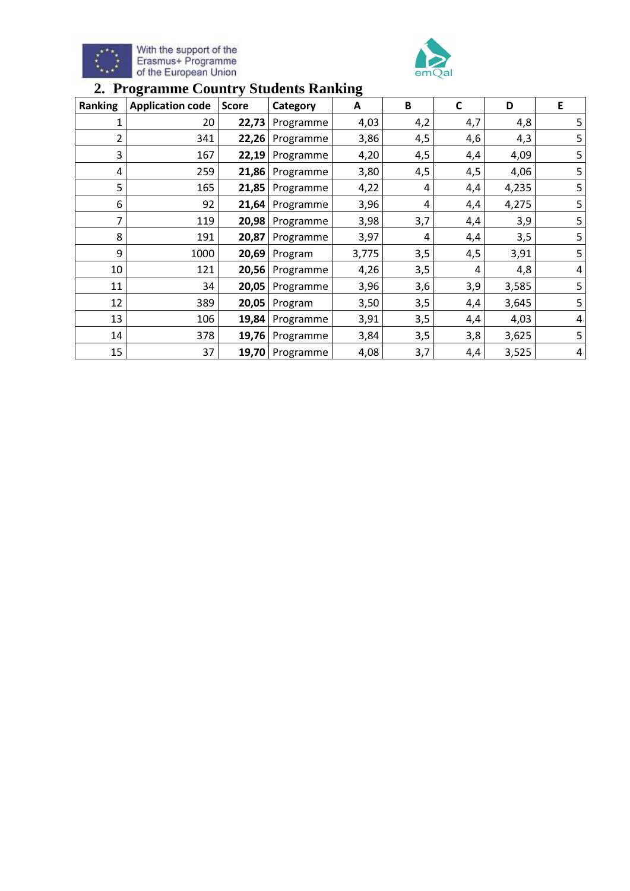With the support of the Erasmus+ Programme of the European Union

emQal

## 2. Programme Country Students Ranking

| Ranking | Application code | Score | Category | A | B | C | D | E |
|---|---|---|---|---|---|---|---|---|
| 1 | 20 | **22,73** | Programme | 4,03 | 4,2 | 4,7 | 4,8 | 5 |
| 2 | 341 | **22,26** | Programme | 3,86 | 4,5 | 4,6 | 4,3 | 5 |
| 3 | 167 | **22,19** | Programme | 4,20 | 4,5 | 4,4 | 4,09 | 5 |
| 4 | 259 | **21,86** | Programme | 3,80 | 4,5 | 4,5 | 4,06 | 5 |
| 5 | 165 | **21,85** | Programme | 4,22 | 4 | 4,4 | 4,235 | 5 |
| 6 | 92 | **21,64** | Programme | 3,96 | 4 | 4,4 | 4,275 | 5 |
| 7 | 119 | **20,98** | Programme | 3,98 | 3,7 | 4,4 | 3,9 | 5 |
| 8 | 191 | **20,87** | Programme | 3,97 | 4 | 4,4 | 3,5 | 5 |
| 9 | 1000 | **20,69** | Program | 3,775 | 3,5 | 4,5 | 3,91 | 5 |
| 10 | 121 | **20,56** | Programme | 4,26 | 3,5 | 4 | 4,8 | 4 |
| 11 | 34 | **20,05** | Programme | 3,96 | 3,6 | 3,9 | 3,585 | 5 |
| 12 | 389 | **20,05** | Program | 3,50 | 3,5 | 4,4 | 3,645 | 5 |
| 13 | 106 | **19,84** | Programme | 3,91 | 3,5 | 4,4 | 4,03 | 4 |
| 14 | 378 | **19,76** | Programme | 3,84 | 3,5 | 3,8 | 3,625 | 5 |
| 15 | 37 | **19,70** | Programme | 4,08 | 3,7 | 4,4 | 3,525 | 4 |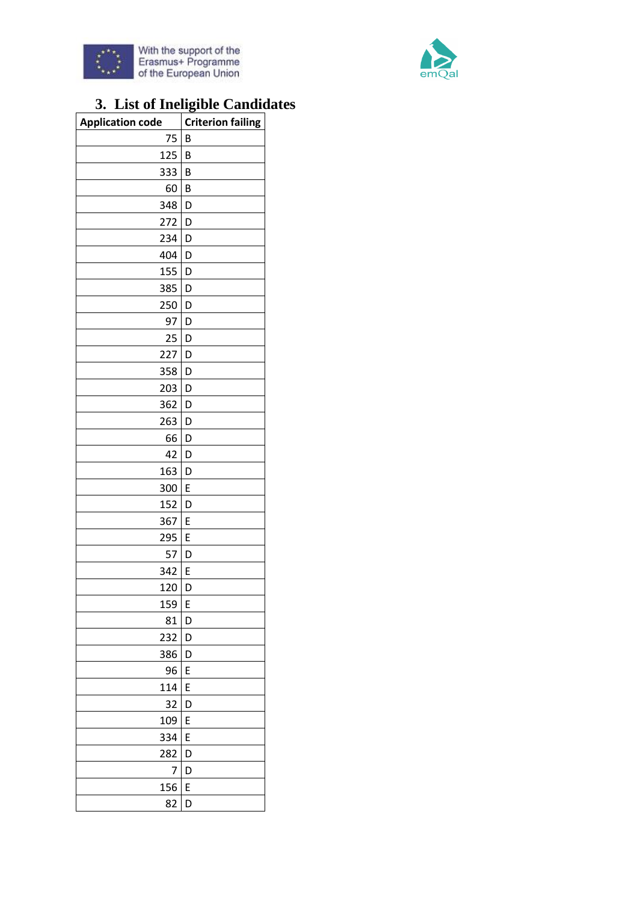## 3. List of Ineligible Candidates

| Application code | Criterion failing |
|---|---|
| 75 | B |
| 125 | B |
| 333 | B |
| 60 | B |
| 348 | D |
| 272 | D |
| 234 | D |
| 404 | D |
| 155 | D |
| 385 | D |
| 250 | D |
| 97 | D |
| 25 | D |
| 227 | D |
| 358 | D |
| 203 | D |
| 362 | D |
| 263 | D |
| 66 | D |
| 42 | D |
| 163 | D |
| 300 | E |
| 152 | D |
| 367 | E |
| 295 | E |
| 57 | D |
| 342 | E |
| 120 | D |
| 159 | E |
| 81 | D |
| 232 | D |
| 386 | D |
| 96 | E |
| 114 | E |
| 32 | D |
| 109 | E |
| 334 | E |
| 282 | D |
| 7 | D |
| 156 | E |
| 82 | D |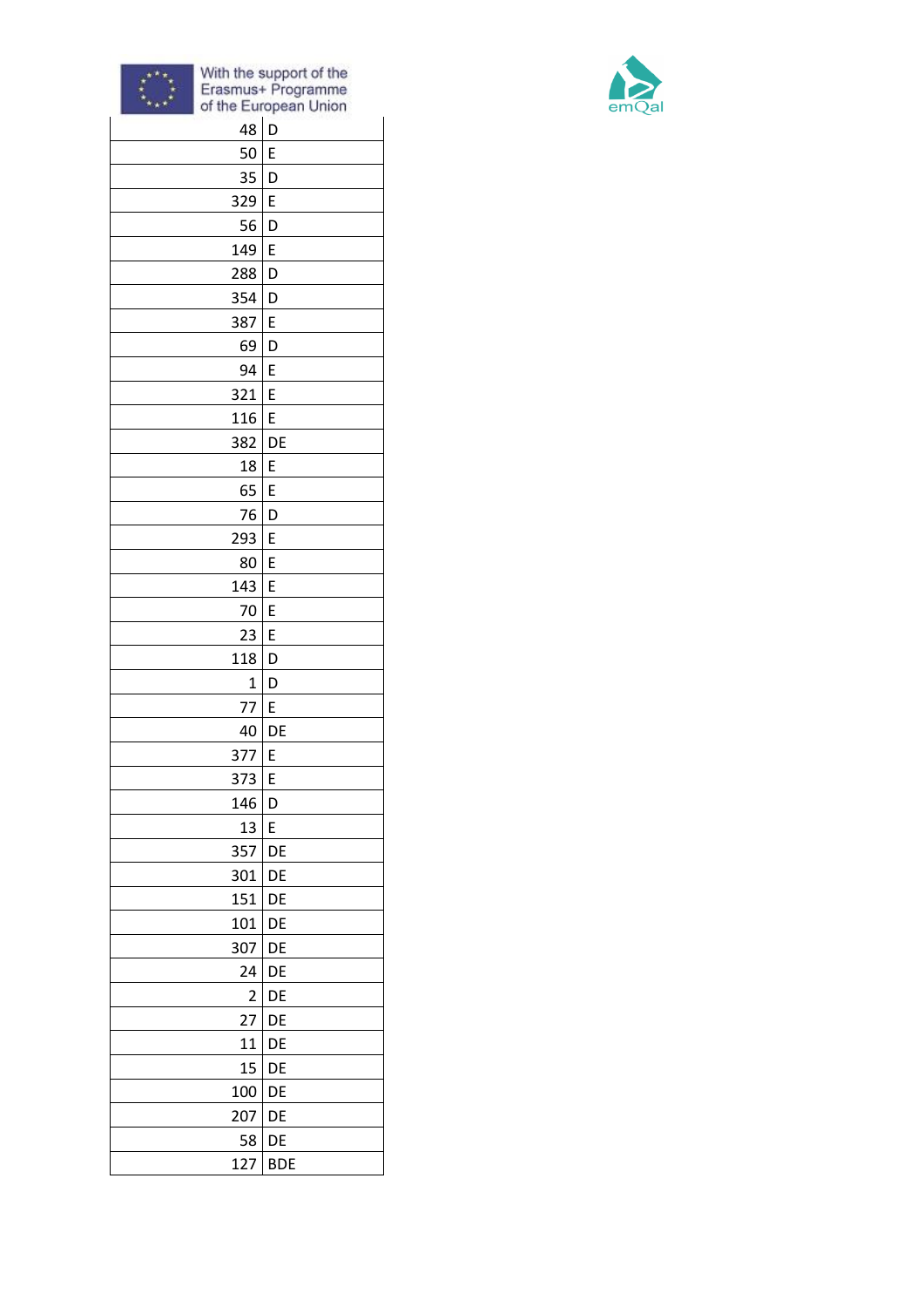With the support of the Erasmus+ Programme of the European Union

emQal

| | |
|---|---|
| 48 | D |
| 50 | E |
| 35 | D |
| 329 | E |
| 56 | D |
| 149 | E |
| 288 | D |
| 354 | D |
| 387 | E |
| 69 | D |
| 94 | E |
| 321 | E |
| 116 | E |
| 382 | DE |
| 18 | E |
| 65 | E |
| 76 | D |
| 293 | E |
| 80 | E |
| 143 | E |
| 70 | E |
| 23 | E |
| 118 | D |
| 1 | D |
| 77 | E |
| 40 | DE |
| 377 | E |
| 373 | E |
| 146 | D |
| 13 | E |
| 357 | DE |
| 301 | DE |
| 151 | DE |
| 101 | DE |
| 307 | DE |
| 24 | DE |
| 2 | DE |
| 27 | DE |
| 11 | DE |
| 15 | DE |
| 100 | DE |
| 207 | DE |
| 58 | DE |
| 127 | BDE |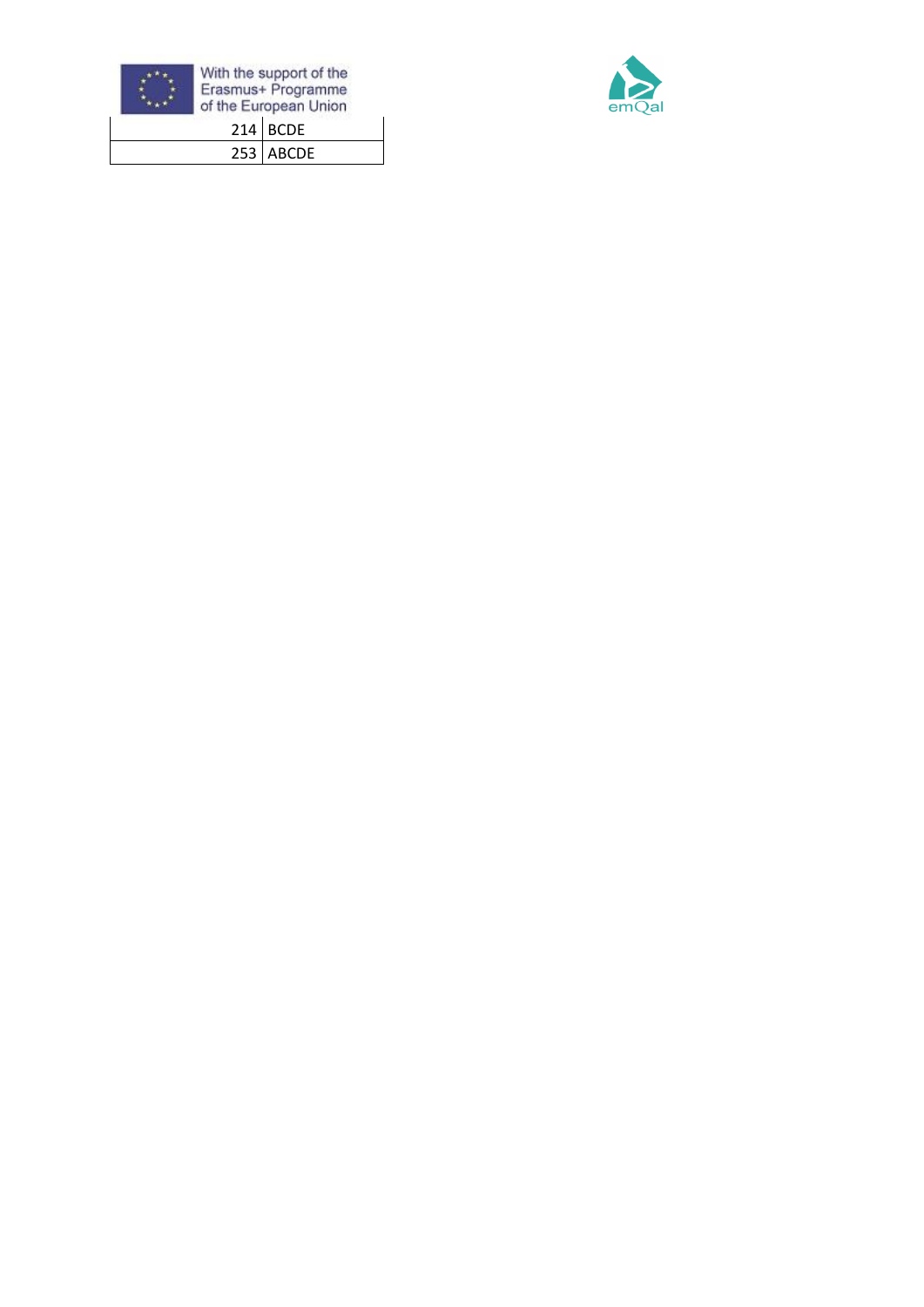| | |
|---|---|
| 214 | BCDE |
| 253 | ABCDE |